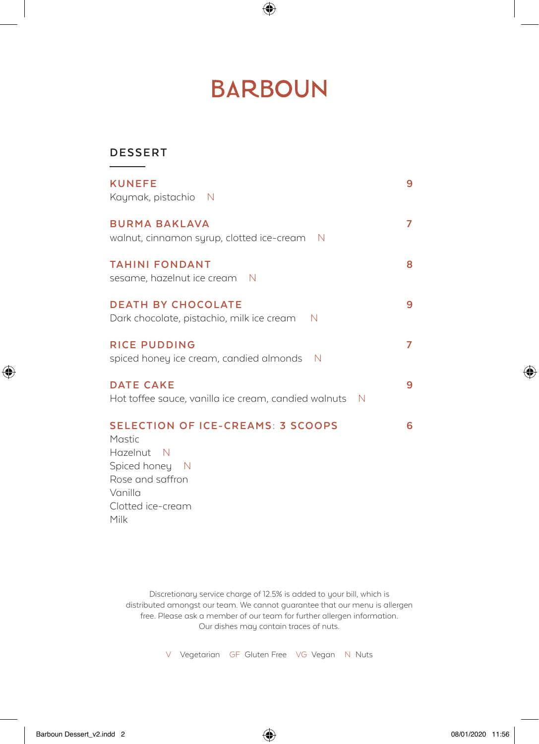# BARBOUN

## DESSERT

**KUNEFE** 9
Kaymak, pistachio N

**BURMA BAKLAVA** 7
walnut, cinnamon syrup, clotted ice-cream N

**TAHINI FONDANT** 8
sesame, hazelnut ice cream N

**DEATH BY CHOCOLATE** 9
Dark chocolate, pistachio, milk ice cream N

**RICE PUDDING** 7
spiced honey ice cream, candied almonds N

**DATE CAKE** 9
Hot toffee sauce, vanilla ice cream, candied walnuts N

**SELECTION OF ICE-CREAMS: 3 SCOOPS** 6
Mastic
Hazelnut N
Spiced honey N
Rose and saffron
Vanilla
Clotted ice-cream
Milk

Discretionary service charge of 12.5% is added to your bill, which is distributed amongst our team. We cannot guarantee that our menu is allergen free. Please ask a member of our team for further allergen information. Our dishes may contain traces of nuts.

V Vegetarian GF Gluten Free VG Vegan N Nuts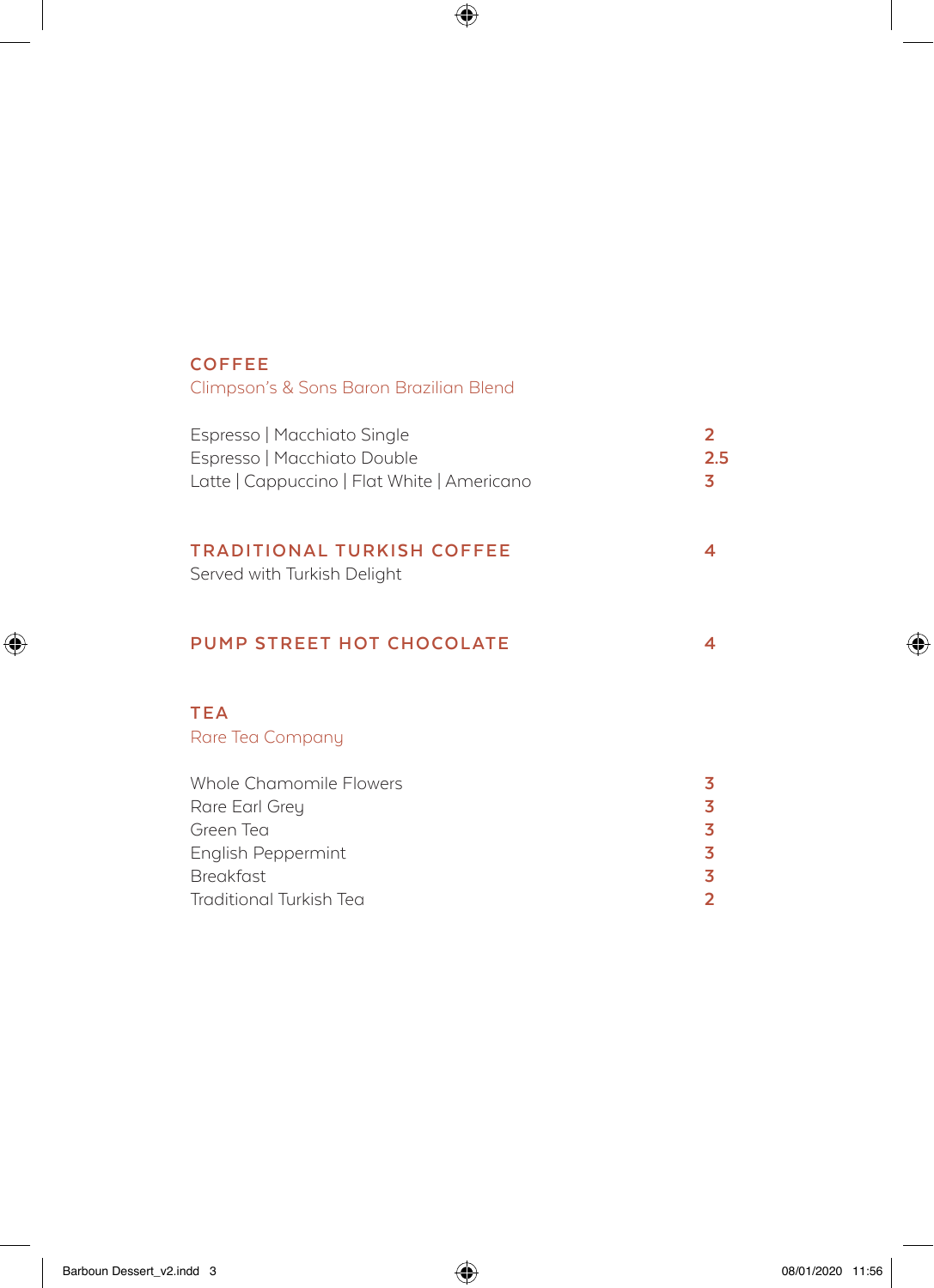## COFFEE

Climpson's & Sons Baron Brazilian Blend

| | |
|---|---|
| Espresso \| Macchiato Single | 2 |
| Espresso \| Macchiato Double | 2.5 |
| Latte \| Cappuccino \| Flat White \| Americano | 3 |

## TRADITIONAL TURKISH COFFEE 4

Served with Turkish Delight

## PUMP STREET HOT CHOCOLATE 4

## TEA

Rare Tea Company

| | |
|---|---|
| Whole Chamomile Flowers | 3 |
| Rare Earl Grey | 3 |
| Green Tea | 3 |
| English Peppermint | 3 |
| Breakfast | 3 |
| Traditional Turkish Tea | 2 |